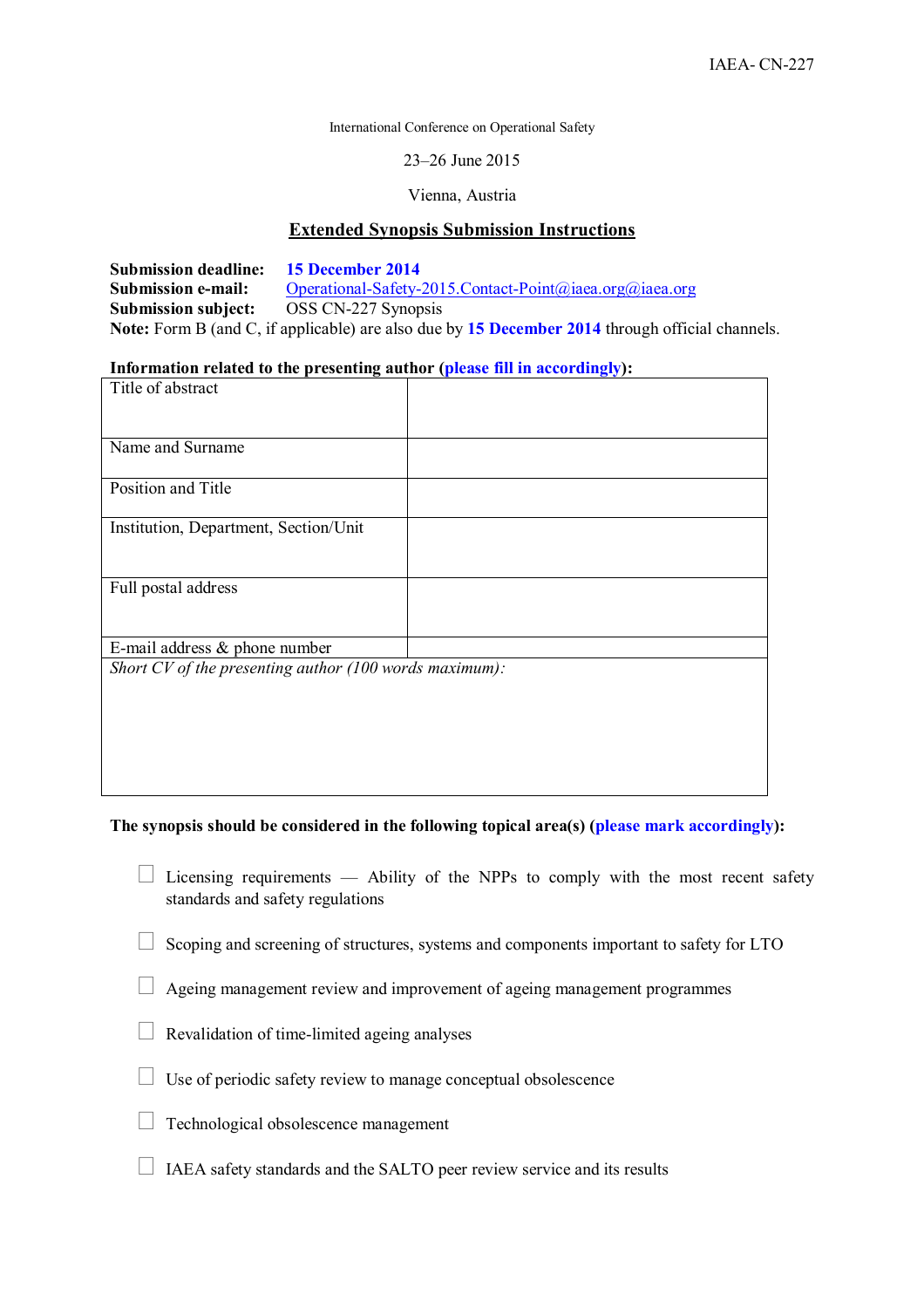IAEA- CN-227

International Conference on Operational Safety

23–26 June 2015

Vienna, Austria

## Extended Synopsis Submission Instructions

**Submission deadline:** **15 December 2014**
**Submission e-mail:** Operational-Safety-2015.Contact-Point@iaea.org@iaea.org
**Submission subject:** OSS CN-227 Synopsis
**Note:** Form B (and C, if applicable) are also due by **15 December 2014** through official channels.

**Information related to the presenting author (please fill in accordingly):**

| Title of abstract | |
|---|---|
| Name and Surname | |
| Position and Title | |
| Institution, Department, Section/Unit | |
| Full postal address | |
| E-mail address & phone number | |
| *Short CV of the presenting author (100 words maximum):* | |

**The synopsis should be considered in the following topical area(s) (please mark accordingly):**

- ☐ Licensing requirements — Ability of the NPPs to comply with the most recent safety standards and safety regulations
- ☐ Scoping and screening of structures, systems and components important to safety for LTO
- ☐ Ageing management review and improvement of ageing management programmes
- ☐ Revalidation of time-limited ageing analyses
- ☐ Use of periodic safety review to manage conceptual obsolescence
- ☐ Technological obsolescence management
- ☐ IAEA safety standards and the SALTO peer review service and its results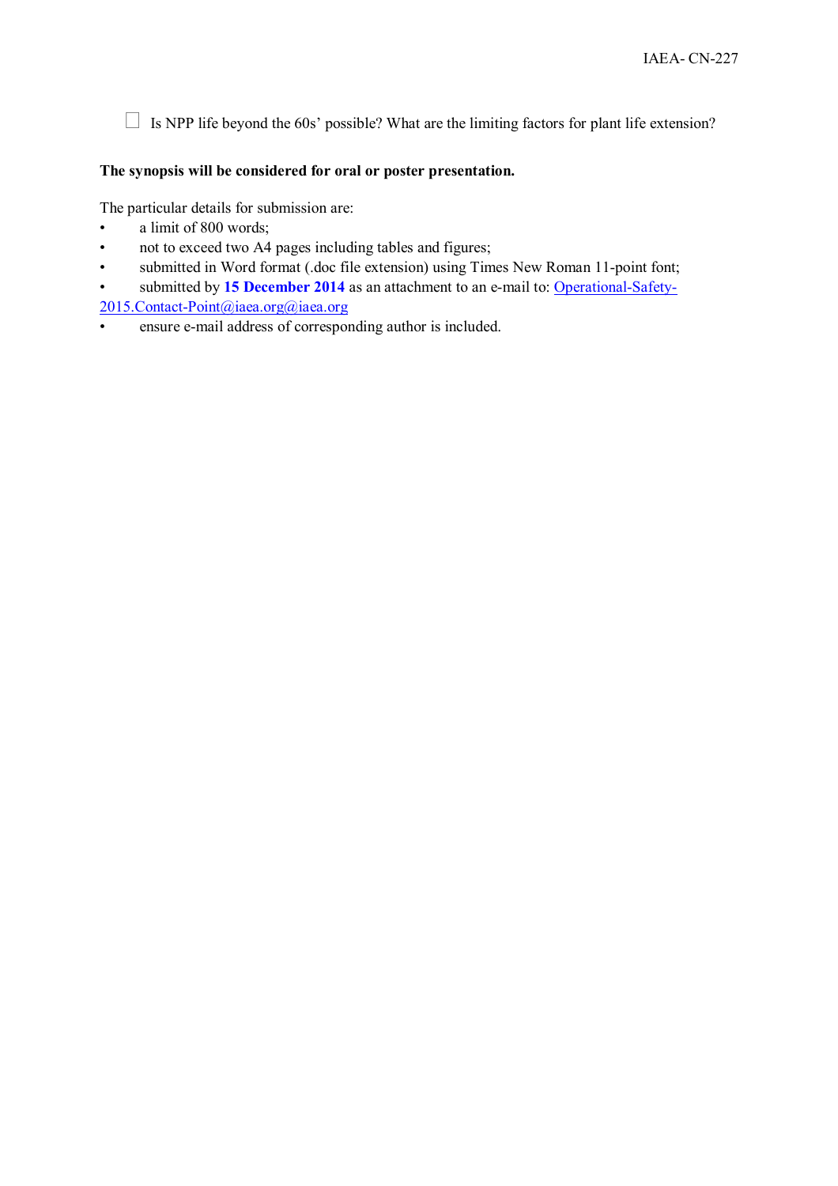- ☐ Is NPP life beyond the 60s' possible? What are the limiting factors for plant life extension?

**The synopsis will be considered for oral or poster presentation.**

The particular details for submission are:

- a limit of 800 words;
- not to exceed two A4 pages including tables and figures;
- submitted in Word format (.doc file extension) using Times New Roman 11-point font;
- submitted by **15 December 2014** as an attachment to an e-mail to: Operational-Safety-2015.Contact-Point@iaea.org@iaea.org
- ensure e-mail address of corresponding author is included.